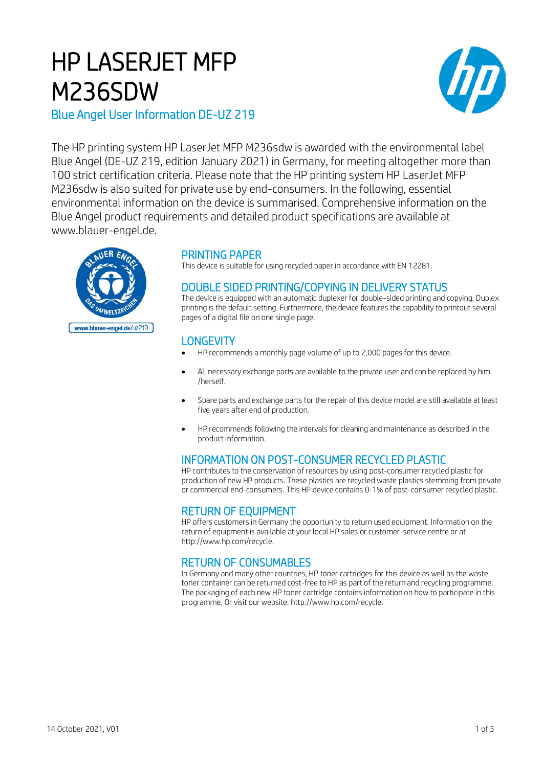# HP LASERJET MFP M236SDW

## Blue Angel User Information DE-UZ 219

The HP printing system HP LaserJet MFP M236sdw is awarded with the environmental label Blue Angel (DE-UZ 219, edition January 2021) in Germany, for meeting altogether more than 100 strict certification criteria. Please note that the HP printing system HP LaserJet MFP M236sdw is also suited for private use by end-consumers. In the following, essential environmental information on the device is summarised. Comprehensive information on the Blue Angel product requirements and detailed product specifications are available at www.blauer-engel.de.

www.blauer-engel.de/uz219

### PRINTING PAPER

This device is suitable for using recycled paper in accordance with EN 12281.

### DOUBLE SIDED PRINTING/COPYING IN DELIVERY STATUS

The device is equipped with an automatic duplexer for double-sided printing and copying. Duplex printing is the default setting. Furthermore, the device features the capability to printout several pages of a digital file on one single page.

### LONGEVITY

- HP recommends a monthly page volume of up to 2,000 pages for this device.
- All necessary exchange parts are available to the private user and can be replaced by him-/herself.
- Spare parts and exchange parts for the repair of this device model are still available at least five years after end of production.
- HP recommends following the intervals for cleaning and maintenance as described in the product information.

### INFORMATION ON POST-CONSUMER RECYCLED PLASTIC

HP contributes to the conservation of resources by using post-consumer recycled plastic for production of new HP products. These plastics are recycled waste plastics stemming from private or commercial end-consumers. This HP device contains 0-1% of post-consumer recycled plastic.

### RETURN OF EQUIPMENT

HP offers customers in Germany the opportunity to return used equipment. Information on the return of equipment is available at your local HP sales or customer-service centre or at http://www.hp.com/recycle.

### RETURN OF CONSUMABLES

In Germany and many other countries, HP toner cartridges for this device as well as the waste toner container can be returned cost-free to HP as part of the return and recycling programme. The packaging of each new HP toner cartridge contains information on how to participate in this programme. Or visit our website: http://www.hp.com/recycle.

14 October 2021, V01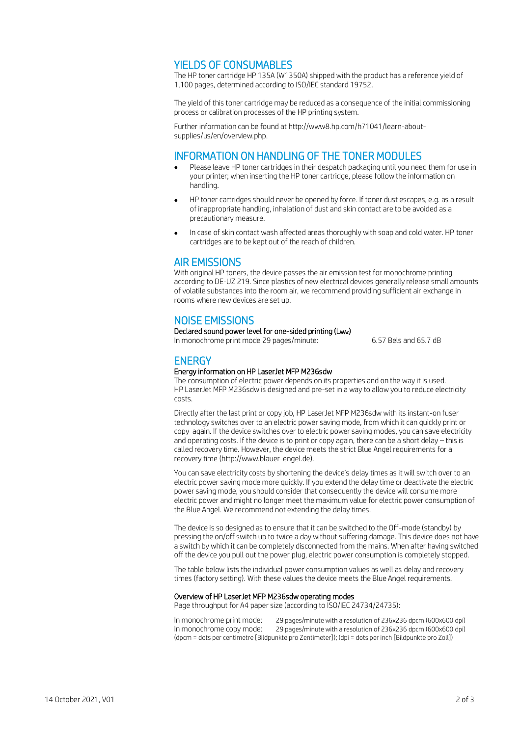## YIELDS OF CONSUMABLES

The HP toner cartridge HP 135A (W1350A) shipped with the product has a reference yield of 1,100 pages, determined according to ISO/IEC standard 19752.

The yield of this toner cartridge may be reduced as a consequence of the initial commissioning process or calibration processes of the HP printing system.

Further information can be found at http://www8.hp.com/h71041/learn-about-supplies/us/en/overview.php.

## INFORMATION ON HANDLING OF THE TONER MODULES

- Please leave HP toner cartridges in their despatch packaging until you need them for use in your printer; when inserting the HP toner cartridge, please follow the information on handling.
- HP toner cartridges should never be opened by force. If toner dust escapes, e.g. as a result of inappropriate handling, inhalation of dust and skin contact are to be avoided as a precautionary measure.
- In case of skin contact wash affected areas thoroughly with soap and cold water. HP toner cartridges are to be kept out of the reach of children.

## AIR EMISSIONS

With original HP toners, the device passes the air emission test for monochrome printing according to DE-UZ 219. Since plastics of new electrical devices generally release small amounts of volatile substances into the room air, we recommend providing sufficient air exchange in rooms where new devices are set up.

## NOISE EMISSIONS

**Declared sound power level for one-sided printing ($L_{WAc}$)**

In monochrome print mode 29 pages/minute: 6.57 Bels and 65.7 dB

## ENERGY

**Energy information on HP LaserJet MFP M236sdw**

The consumption of electric power depends on its properties and on the way it is used. HP LaserJet MFP M236sdw is designed and pre-set in a way to allow you to reduce electricity costs.

Directly after the last print or copy job, HP LaserJet MFP M236sdw with its instant-on fuser technology switches over to an electric power saving mode, from which it can quickly print or copy again. If the device switches over to electric power saving modes, you can save electricity and operating costs. If the device is to print or copy again, there can be a short delay – this is called recovery time. However, the device meets the strict Blue Angel requirements for a recovery time (http://www.blauer-engel.de).

You can save electricity costs by shortening the device's delay times as it will switch over to an electric power saving mode more quickly. If you extend the delay time or deactivate the electric power saving mode, you should consider that consequently the device will consume more electric power and might no longer meet the maximum value for electric power consumption of the Blue Angel. We recommend not extending the delay times.

The device is so designed as to ensure that it can be switched to the Off-mode (standby) by pressing the on/off switch up to twice a day without suffering damage. This device does not have a switch by which it can be completely disconnected from the mains. When after having switched off the device you pull out the power plug, electric power consumption is completely stopped.

The table below lists the individual power consumption values as well as delay and recovery times (factory setting). With these values the device meets the Blue Angel requirements.

**Overview of HP LaserJet MFP M236sdw operating modes**

Page throughput for A4 paper size (according to ISO/IEC 24734/24735):

In monochrome print mode: 29 pages/minute with a resolution of 236x236 dpcm (600x600 dpi)
In monochrome copy mode: 29 pages/minute with a resolution of 236x236 dpcm (600x600 dpi)
(dpcm = dots per centimetre [Bildpunkte pro Zentimeter]); (dpi = dots per inch [Bildpunkte pro Zoll])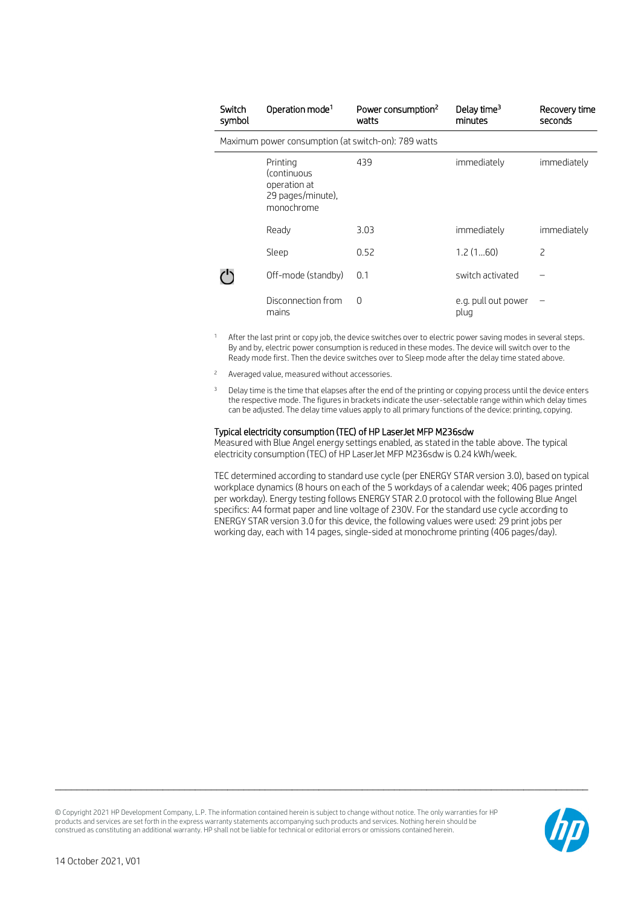| Switch symbol | Operation mode[1] | Power consumption[2] watts | Delay time[3] minutes | Recovery time seconds |
|---|---|---|---|---|
| Maximum power consumption (at switch-on): 789 watts | | | | |
| | Printing (continuous operation at 29 pages/minute), monochrome | 439 | immediately | immediately |
| | Ready | 3.03 | immediately | immediately |
| | Sleep | 0.52 | 1.2 (1…60) | 2 |
| ⏻ | Off-mode (standby) | 0.1 | switch activated | – |
| | Disconnection from mains | 0 | e.g. pull out power plug | – |

[1] After the last print or copy job, the device switches over to electric power saving modes in several steps. By and by, electric power consumption is reduced in these modes. The device will switch over to the Ready mode first. Then the device switches over to Sleep mode after the delay time stated above.

[2] Averaged value, measured without accessories.

[3] Delay time is the time that elapses after the end of the printing or copying process until the device enters the respective mode. The figures in brackets indicate the user-selectable range within which delay times can be adjusted. The delay time values apply to all primary functions of the device: printing, copying.

### Typical electricity consumption (TEC) of HP LaserJet MFP M236sdw

Measured with Blue Angel energy settings enabled, as stated in the table above. The typical electricity consumption (TEC) of HP LaserJet MFP M236sdw is 0.24 kWh/week.

TEC determined according to standard use cycle (per ENERGY STAR version 3.0), based on typical workplace dynamics (8 hours on each of the 5 workdays of a calendar week; 406 pages printed per workday). Energy testing follows ENERGY STAR 2.0 protocol with the following Blue Angel specifics: A4 format paper and line voltage of 230V. For the standard use cycle according to ENERGY STAR version 3.0 for this device, the following values were used: 29 print jobs per working day, each with 14 pages, single-sided at monochrome printing (406 pages/day).

© Copyright 2021 HP Development Company, L.P. The information contained herein is subject to change without notice. The only warranties for HP products and services are set forth in the express warranty statements accompanying such products and services. Nothing herein should be construed as constituting an additional warranty. HP shall not be liable for technical or editorial errors or omissions contained herein.

14 October 2021, V01